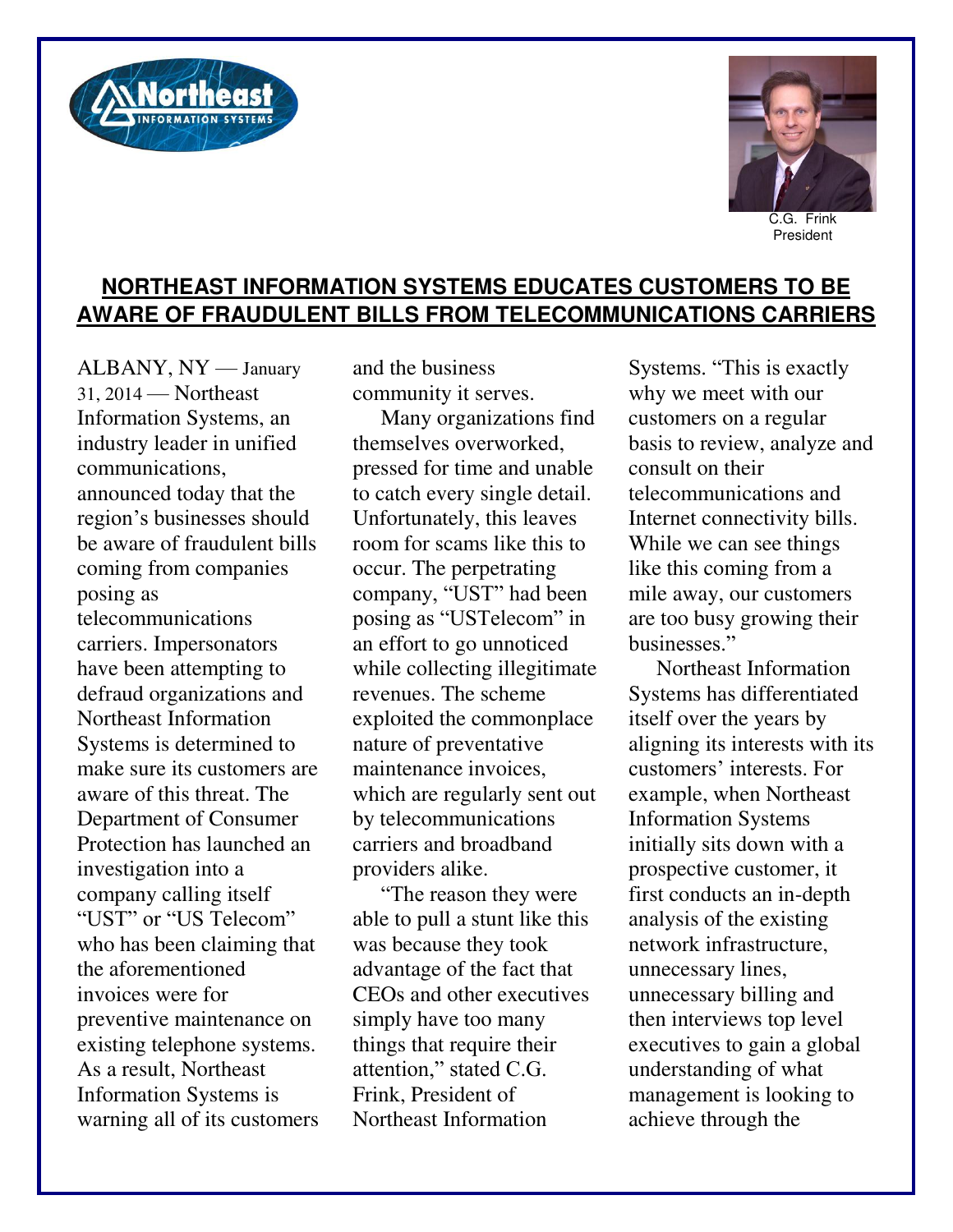C.G. Frink
President

# NORTHEAST INFORMATION SYSTEMS EDUCATES CUSTOMERS TO BE AWARE OF FRAUDULENT BILLS FROM TELECOMMUNICATIONS CARRIERS

ALBANY, NY — January 31, 2014 — Northeast Information Systems, an industry leader in unified communications, announced today that the region's businesses should be aware of fraudulent bills coming from companies posing as telecommunications carriers. Impersonators have been attempting to defraud organizations and Northeast Information Systems is determined to make sure its customers are aware of this threat. The Department of Consumer Protection has launched an investigation into a company calling itself "UST" or "US Telecom" who has been claiming that the aforementioned invoices were for preventive maintenance on existing telephone systems. As a result, Northeast Information Systems is warning all of its customers and the business community it serves.

Many organizations find themselves overworked, pressed for time and unable to catch every single detail. Unfortunately, this leaves room for scams like this to occur. The perpetrating company, "UST" had been posing as "USTelecom" in an effort to go unnoticed while collecting illegitimate revenues. The scheme exploited the commonplace nature of preventative maintenance invoices, which are regularly sent out by telecommunications carriers and broadband providers alike.

"The reason they were able to pull a stunt like this was because they took advantage of the fact that CEOs and other executives simply have too many things that require their attention," stated C.G. Frink, President of Northeast Information Systems. "This is exactly why we meet with our customers on a regular basis to review, analyze and consult on their telecommunications and Internet connectivity bills. While we can see things like this coming from a mile away, our customers are too busy growing their businesses."

Northeast Information Systems has differentiated itself over the years by aligning its interests with its customers' interests. For example, when Northeast Information Systems initially sits down with a prospective customer, it first conducts an in-depth analysis of the existing network infrastructure, unnecessary lines, unnecessary billing and then interviews top level executives to gain a global understanding of what management is looking to achieve through the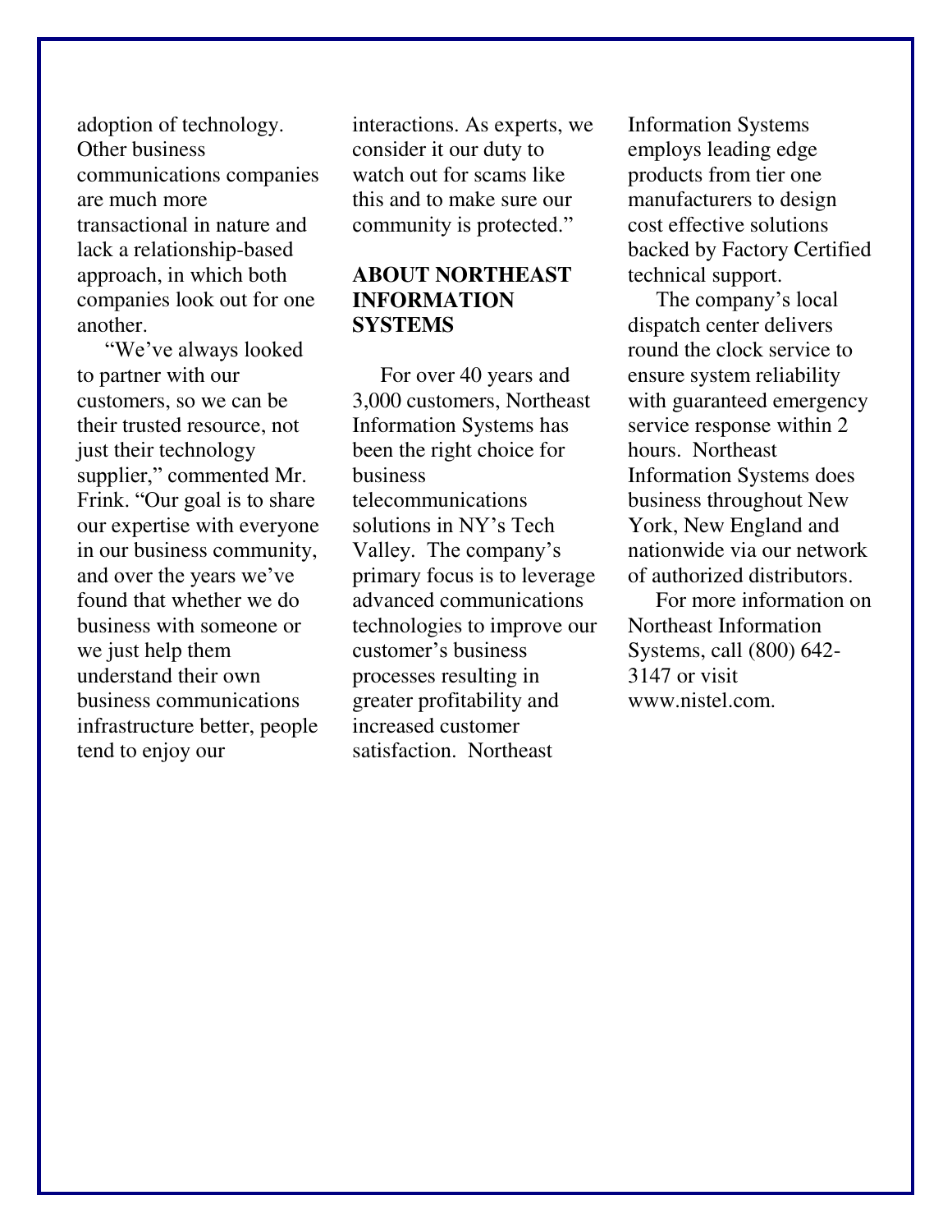adoption of technology. Other business communications companies are much more transactional in nature and lack a relationship-based approach, in which both companies look out for one another.

"We've always looked to partner with our customers, so we can be their trusted resource, not just their technology supplier," commented Mr. Frink. "Our goal is to share our expertise with everyone in our business community, and over the years we've found that whether we do business with someone or we just help them understand their own business communications infrastructure better, people tend to enjoy our interactions. As experts, we consider it our duty to watch out for scams like this and to make sure our community is protected."

## ABOUT NORTHEAST INFORMATION SYSTEMS

For over 40 years and 3,000 customers, Northeast Information Systems has been the right choice for business telecommunications solutions in NY's Tech Valley. The company's primary focus is to leverage advanced communications technologies to improve our customer's business processes resulting in greater profitability and increased customer satisfaction. Northeast Information Systems employs leading edge products from tier one manufacturers to design cost effective solutions backed by Factory Certified technical support.

The company's local dispatch center delivers round the clock service to ensure system reliability with guaranteed emergency service response within 2 hours. Northeast Information Systems does business throughout New York, New England and nationwide via our network of authorized distributors.

For more information on Northeast Information Systems, call (800) 642-3147 or visit www.nistel.com.